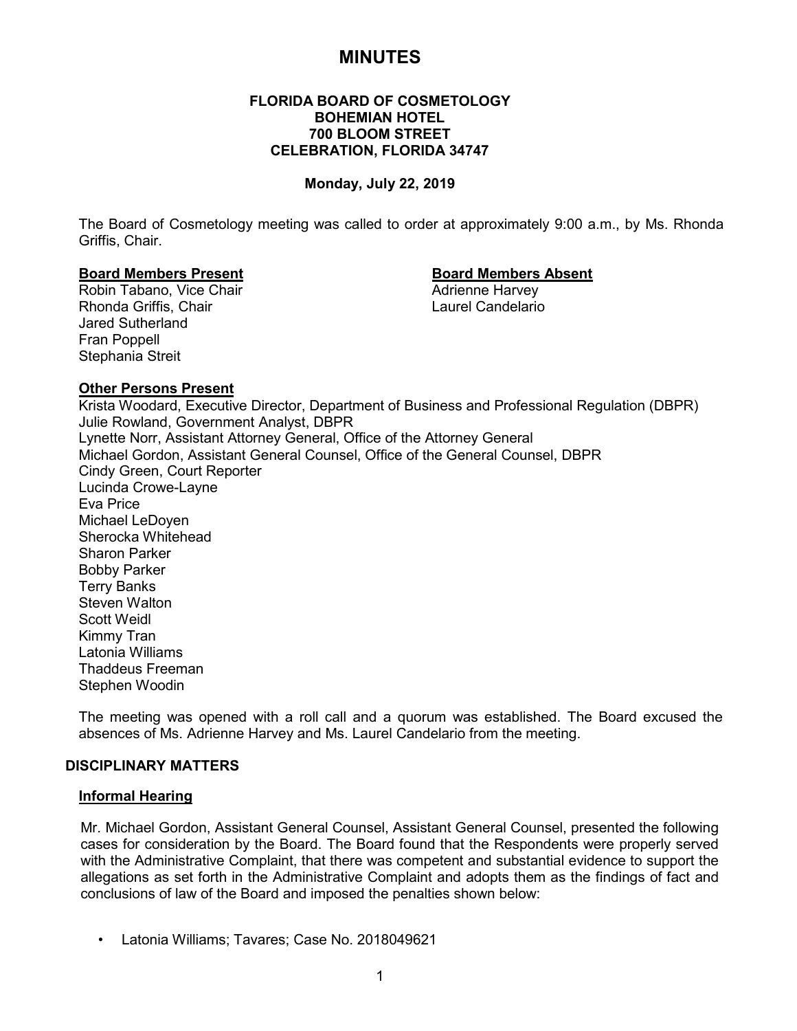# MINUTES

**FLORIDA BOARD OF COSMETOLOGY**
**BOHEMIAN HOTEL**
**700 BLOOM STREET**
**CELEBRATION, FLORIDA 34747**

**Monday, July 22, 2019**

The Board of Cosmetology meeting was called to order at approximately 9:00 a.m., by Ms. Rhonda Griffis, Chair.

**Board Members Present**
Robin Tabano, Vice Chair
Rhonda Griffis, Chair
Jared Sutherland
Fran Poppell
Stephania Streit

**Board Members Absent**
Adrienne Harvey
Laurel Candelario

**Other Persons Present**
Krista Woodard, Executive Director, Department of Business and Professional Regulation (DBPR)
Julie Rowland, Government Analyst, DBPR
Lynette Norr, Assistant Attorney General, Office of the Attorney General
Michael Gordon, Assistant General Counsel, Office of the General Counsel, DBPR
Cindy Green, Court Reporter
Lucinda Crowe-Layne
Eva Price
Michael LeDoyen
Sherocka Whitehead
Sharon Parker
Bobby Parker
Terry Banks
Steven Walton
Scott Weidl
Kimmy Tran
Latonia Williams
Thaddeus Freeman
Stephen Woodin

The meeting was opened with a roll call and a quorum was established. The Board excused the absences of Ms. Adrienne Harvey and Ms. Laurel Candelario from the meeting.

## DISCIPLINARY MATTERS

### Informal Hearing

Mr. Michael Gordon, Assistant General Counsel, Assistant General Counsel, presented the following cases for consideration by the Board. The Board found that the Respondents were properly served with the Administrative Complaint, that there was competent and substantial evidence to support the allegations as set forth in the Administrative Complaint and adopts them as the findings of fact and conclusions of law of the Board and imposed the penalties shown below:

- Latonia Williams; Tavares; Case No. 2018049621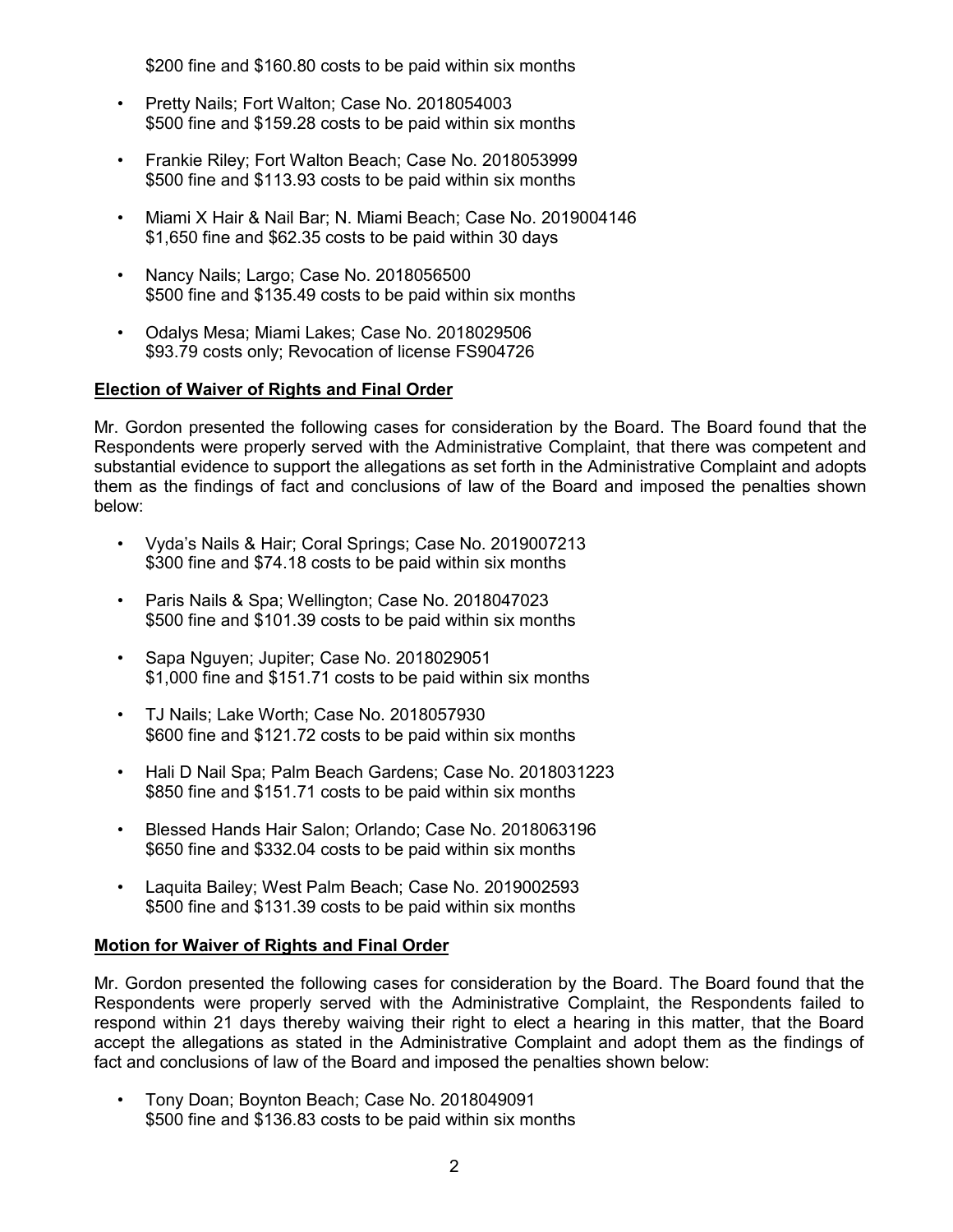$200 fine and $160.80 costs to be paid within six months

- Pretty Nails; Fort Walton; Case No. 2018054003
  $500 fine and $159.28 costs to be paid within six months

- Frankie Riley; Fort Walton Beach; Case No. 2018053999
  $500 fine and $113.93 costs to be paid within six months

- Miami X Hair & Nail Bar; N. Miami Beach; Case No. 2019004146
  $1,650 fine and $62.35 costs to be paid within 30 days

- Nancy Nails; Largo; Case No. 2018056500
  $500 fine and $135.49 costs to be paid within six months

- Odalys Mesa; Miami Lakes; Case No. 2018029506
  $93.79 costs only; Revocation of license FS904726

**Election of Waiver of Rights and Final Order**

Mr. Gordon presented the following cases for consideration by the Board. The Board found that the Respondents were properly served with the Administrative Complaint, that there was competent and substantial evidence to support the allegations as set forth in the Administrative Complaint and adopts them as the findings of fact and conclusions of law of the Board and imposed the penalties shown below:

- Vyda's Nails & Hair; Coral Springs; Case No. 2019007213
  $300 fine and $74.18 costs to be paid within six months

- Paris Nails & Spa; Wellington; Case No. 2018047023
  $500 fine and $101.39 costs to be paid within six months

- Sapa Nguyen; Jupiter; Case No. 2018029051
  $1,000 fine and $151.71 costs to be paid within six months

- TJ Nails; Lake Worth; Case No. 2018057930
  $600 fine and $121.72 costs to be paid within six months

- Hali D Nail Spa; Palm Beach Gardens; Case No. 2018031223
  $850 fine and $151.71 costs to be paid within six months

- Blessed Hands Hair Salon; Orlando; Case No. 2018063196
  $650 fine and $332.04 costs to be paid within six months

- Laquita Bailey; West Palm Beach; Case No. 2019002593
  $500 fine and $131.39 costs to be paid within six months

**Motion for Waiver of Rights and Final Order**

Mr. Gordon presented the following cases for consideration by the Board. The Board found that the Respondents were properly served with the Administrative Complaint, the Respondents failed to respond within 21 days thereby waiving their right to elect a hearing in this matter, that the Board accept the allegations as stated in the Administrative Complaint and adopt them as the findings of fact and conclusions of law of the Board and imposed the penalties shown below:

- Tony Doan; Boynton Beach; Case No. 2018049091
  $500 fine and $136.83 costs to be paid within six months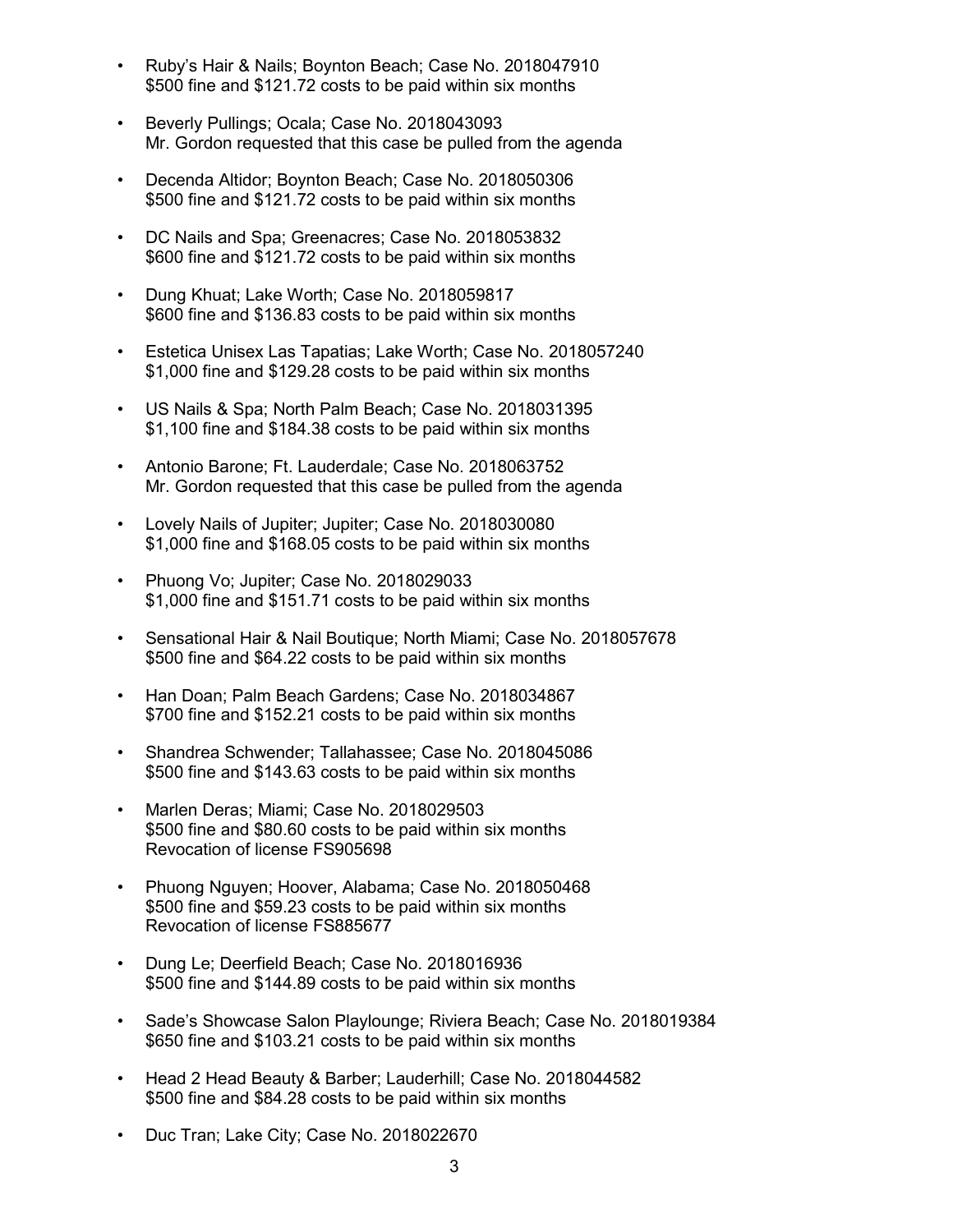- Ruby's Hair & Nails; Boynton Beach; Case No. 2018047910
  $500 fine and $121.72 costs to be paid within six months

- Beverly Pullings; Ocala; Case No. 2018043093
  Mr. Gordon requested that this case be pulled from the agenda

- Decenda Altidor; Boynton Beach; Case No. 2018050306
  $500 fine and $121.72 costs to be paid within six months

- DC Nails and Spa; Greenacres; Case No. 2018053832
  $600 fine and $121.72 costs to be paid within six months

- Dung Khuat; Lake Worth; Case No. 2018059817
  $600 fine and $136.83 costs to be paid within six months

- Estetica Unisex Las Tapatias; Lake Worth; Case No. 2018057240
  $1,000 fine and $129.28 costs to be paid within six months

- US Nails & Spa; North Palm Beach; Case No. 2018031395
  $1,100 fine and $184.38 costs to be paid within six months

- Antonio Barone; Ft. Lauderdale; Case No. 2018063752
  Mr. Gordon requested that this case be pulled from the agenda

- Lovely Nails of Jupiter; Jupiter; Case No. 2018030080
  $1,000 fine and $168.05 costs to be paid within six months

- Phuong Vo; Jupiter; Case No. 2018029033
  $1,000 fine and $151.71 costs to be paid within six months

- Sensational Hair & Nail Boutique; North Miami; Case No. 2018057678
  $500 fine and $64.22 costs to be paid within six months

- Han Doan; Palm Beach Gardens; Case No. 2018034867
  $700 fine and $152.21 costs to be paid within six months

- Shandrea Schwender; Tallahassee; Case No. 2018045086
  $500 fine and $143.63 costs to be paid within six months

- Marlen Deras; Miami; Case No. 2018029503
  $500 fine and $80.60 costs to be paid within six months
  Revocation of license FS905698

- Phuong Nguyen; Hoover, Alabama; Case No. 2018050468
  $500 fine and $59.23 costs to be paid within six months
  Revocation of license FS885677

- Dung Le; Deerfield Beach; Case No. 2018016936
  $500 fine and $144.89 costs to be paid within six months

- Sade's Showcase Salon Playlounge; Riviera Beach; Case No. 2018019384
  $650 fine and $103.21 costs to be paid within six months

- Head 2 Head Beauty & Barber; Lauderhill; Case No. 2018044582
  $500 fine and $84.28 costs to be paid within six months

- Duc Tran; Lake City; Case No. 2018022670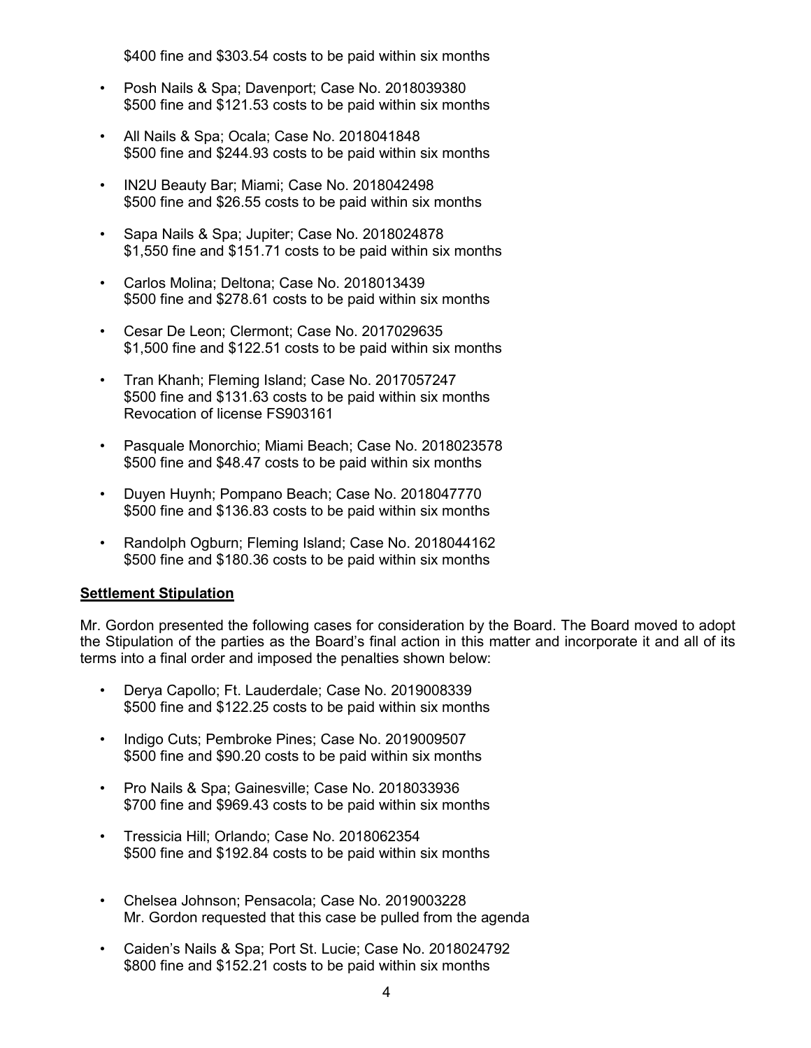$400 fine and $303.54 costs to be paid within six months

- Posh Nails & Spa; Davenport; Case No. 2018039380
  $500 fine and $121.53 costs to be paid within six months

- All Nails & Spa; Ocala; Case No. 2018041848
  $500 fine and $244.93 costs to be paid within six months

- IN2U Beauty Bar; Miami; Case No. 2018042498
  $500 fine and $26.55 costs to be paid within six months

- Sapa Nails & Spa; Jupiter; Case No. 2018024878
  $1,550 fine and $151.71 costs to be paid within six months

- Carlos Molina; Deltona; Case No. 2018013439
  $500 fine and $278.61 costs to be paid within six months

- Cesar De Leon; Clermont; Case No. 2017029635
  $1,500 fine and $122.51 costs to be paid within six months

- Tran Khanh; Fleming Island; Case No. 2017057247
  $500 fine and $131.63 costs to be paid within six months
  Revocation of license FS903161

- Pasquale Monorchio; Miami Beach; Case No. 2018023578
  $500 fine and $48.47 costs to be paid within six months

- Duyen Huynh; Pompano Beach; Case No. 2018047770
  $500 fine and $136.83 costs to be paid within six months

- Randolph Ogburn; Fleming Island; Case No. 2018044162
  $500 fine and $180.36 costs to be paid within six months

**Settlement Stipulation**

Mr. Gordon presented the following cases for consideration by the Board. The Board moved to adopt the Stipulation of the parties as the Board's final action in this matter and incorporate it and all of its terms into a final order and imposed the penalties shown below:

- Derya Capollo; Ft. Lauderdale; Case No. 2019008339
  $500 fine and $122.25 costs to be paid within six months

- Indigo Cuts; Pembroke Pines; Case No. 2019009507
  $500 fine and $90.20 costs to be paid within six months

- Pro Nails & Spa; Gainesville; Case No. 2018033936
  $700 fine and $969.43 costs to be paid within six months

- Tressicia Hill; Orlando; Case No. 2018062354
  $500 fine and $192.84 costs to be paid within six months

- Chelsea Johnson; Pensacola; Case No. 2019003228
  Mr. Gordon requested that this case be pulled from the agenda

- Caiden's Nails & Spa; Port St. Lucie; Case No. 2018024792
  $800 fine and $152.21 costs to be paid within six months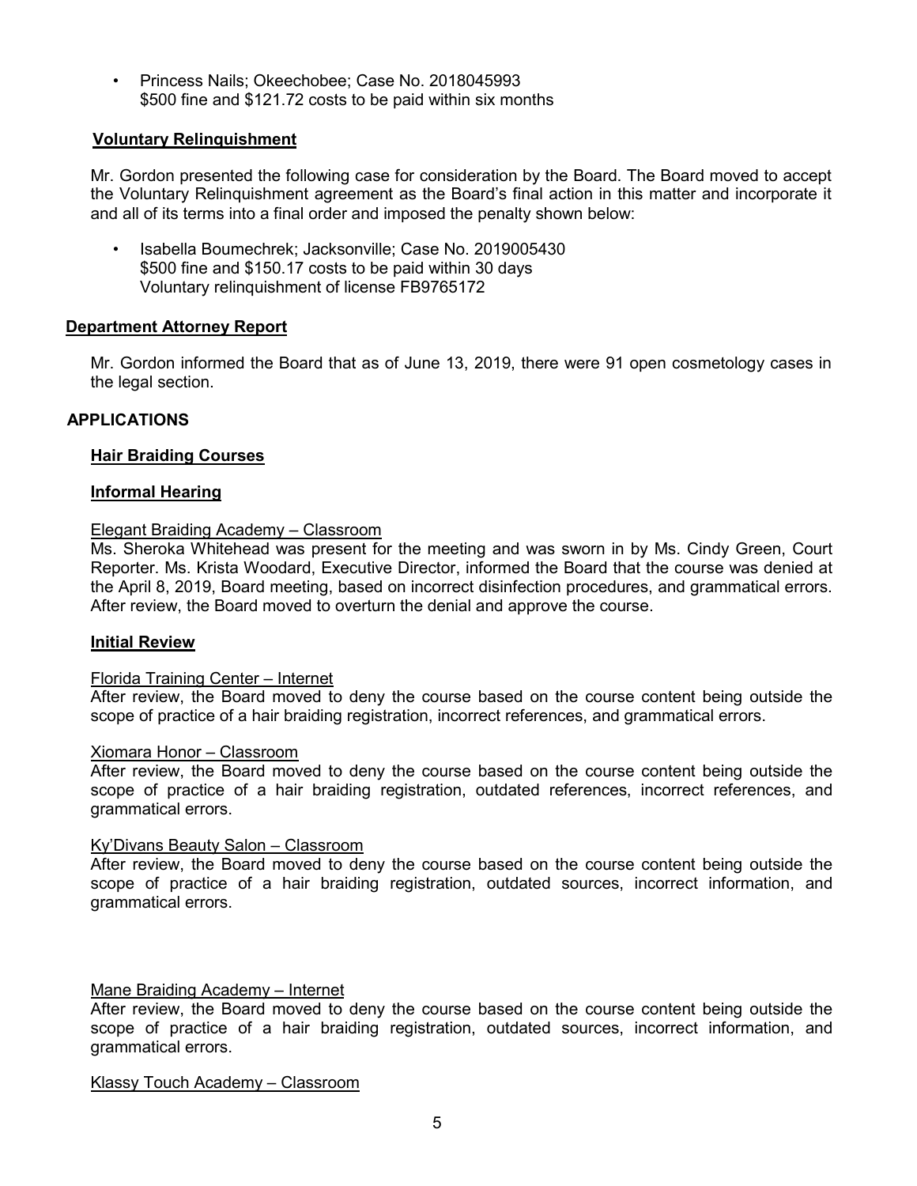- Princess Nails; Okeechobee; Case No. 2018045993
  $500 fine and $121.72 costs to be paid within six months

### Voluntary Relinquishment

Mr. Gordon presented the following case for consideration by the Board. The Board moved to accept the Voluntary Relinquishment agreement as the Board's final action in this matter and incorporate it and all of its terms into a final order and imposed the penalty shown below:

- Isabella Boumechrek; Jacksonville; Case No. 2019005430
  $500 fine and $150.17 costs to be paid within 30 days
  Voluntary relinquishment of license FB9765172

### Department Attorney Report

Mr. Gordon informed the Board that as of June 13, 2019, there were 91 open cosmetology cases in the legal section.

## APPLICATIONS

### Hair Braiding Courses

### Informal Hearing

Elegant Braiding Academy – Classroom

Ms. Sheroka Whitehead was present for the meeting and was sworn in by Ms. Cindy Green, Court Reporter. Ms. Krista Woodard, Executive Director, informed the Board that the course was denied at the April 8, 2019, Board meeting, based on incorrect disinfection procedures, and grammatical errors. After review, the Board moved to overturn the denial and approve the course.

### Initial Review

Florida Training Center – Internet

After review, the Board moved to deny the course based on the course content being outside the scope of practice of a hair braiding registration, incorrect references, and grammatical errors.

Xiomara Honor – Classroom

After review, the Board moved to deny the course based on the course content being outside the scope of practice of a hair braiding registration, outdated references, incorrect references, and grammatical errors.

Ky'Divans Beauty Salon – Classroom

After review, the Board moved to deny the course based on the course content being outside the scope of practice of a hair braiding registration, outdated sources, incorrect information, and grammatical errors.

Mane Braiding Academy – Internet

After review, the Board moved to deny the course based on the course content being outside the scope of practice of a hair braiding registration, outdated sources, incorrect information, and grammatical errors.

Klassy Touch Academy – Classroom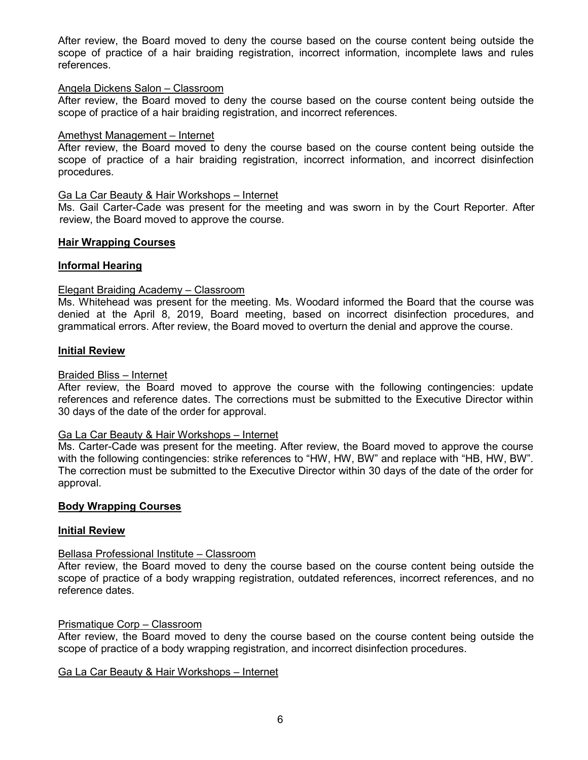After review, the Board moved to deny the course based on the course content being outside the scope of practice of a hair braiding registration, incorrect information, incomplete laws and rules references.

Angela Dickens Salon – Classroom

After review, the Board moved to deny the course based on the course content being outside the scope of practice of a hair braiding registration, and incorrect references.

Amethyst Management – Internet

After review, the Board moved to deny the course based on the course content being outside the scope of practice of a hair braiding registration, incorrect information, and incorrect disinfection procedures.

Ga La Car Beauty & Hair Workshops – Internet

Ms. Gail Carter-Cade was present for the meeting and was sworn in by the Court Reporter. After review, the Board moved to approve the course.

**Hair Wrapping Courses**

**Informal Hearing**

Elegant Braiding Academy – Classroom

Ms. Whitehead was present for the meeting. Ms. Woodard informed the Board that the course was denied at the April 8, 2019, Board meeting, based on incorrect disinfection procedures, and grammatical errors. After review, the Board moved to overturn the denial and approve the course.

**Initial Review**

Braided Bliss – Internet

After review, the Board moved to approve the course with the following contingencies: update references and reference dates. The corrections must be submitted to the Executive Director within 30 days of the date of the order for approval.

Ga La Car Beauty & Hair Workshops – Internet

Ms. Carter-Cade was present for the meeting. After review, the Board moved to approve the course with the following contingencies: strike references to "HW, HW, BW" and replace with "HB, HW, BW". The correction must be submitted to the Executive Director within 30 days of the date of the order for approval.

**Body Wrapping Courses**

**Initial Review**

Bellasa Professional Institute – Classroom

After review, the Board moved to deny the course based on the course content being outside the scope of practice of a body wrapping registration, outdated references, incorrect references, and no reference dates.

Prismatique Corp – Classroom

After review, the Board moved to deny the course based on the course content being outside the scope of practice of a body wrapping registration, and incorrect disinfection procedures.

Ga La Car Beauty & Hair Workshops – Internet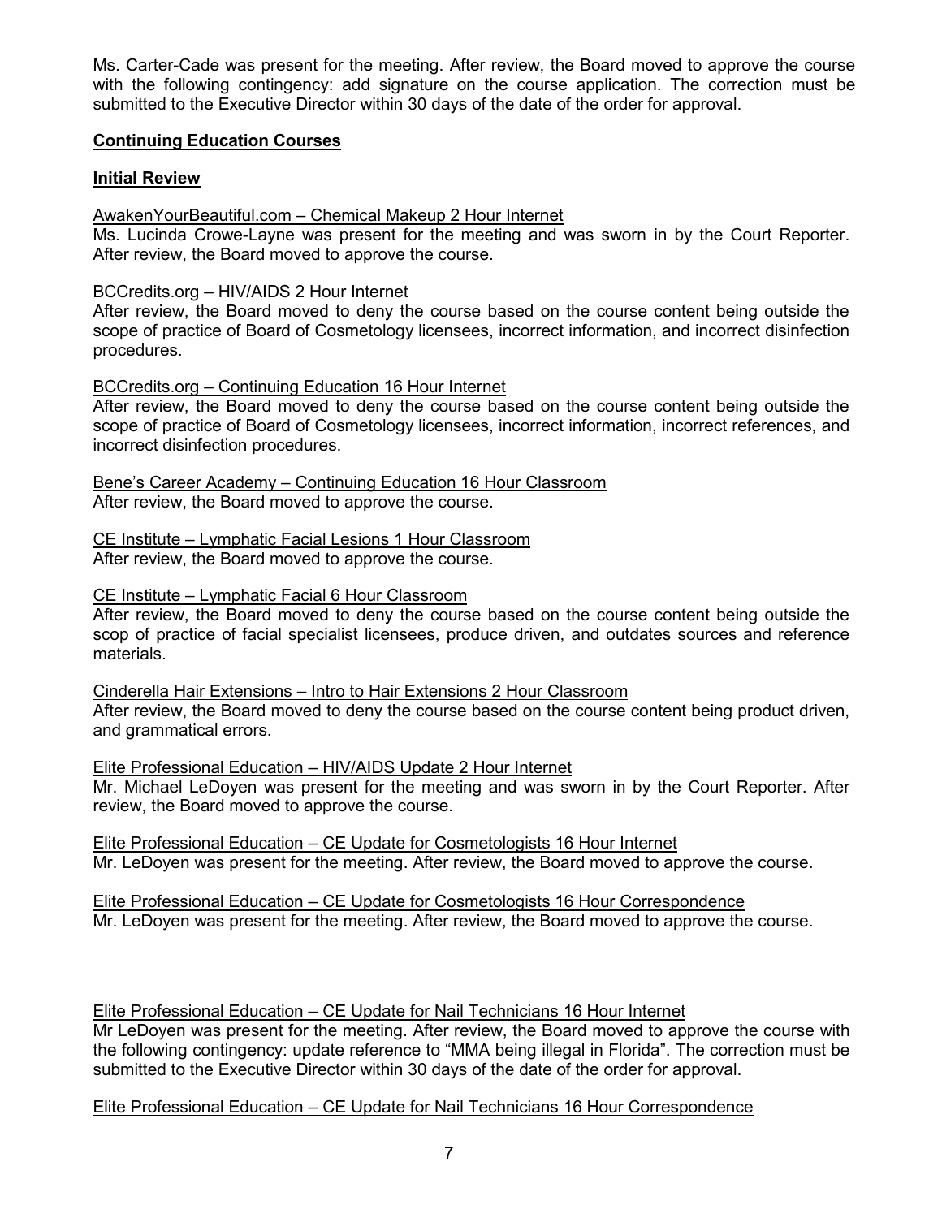Ms. Carter-Cade was present for the meeting. After review, the Board moved to approve the course with the following contingency: add signature on the course application. The correction must be submitted to the Executive Director within 30 days of the date of the order for approval.

**Continuing Education Courses**

**Initial Review**

AwakenYourBeautiful.com – Chemical Makeup 2 Hour Internet
Ms. Lucinda Crowe-Layne was present for the meeting and was sworn in by the Court Reporter. After review, the Board moved to approve the course.

BCCredits.org – HIV/AIDS 2 Hour Internet
After review, the Board moved to deny the course based on the course content being outside the scope of practice of Board of Cosmetology licensees, incorrect information, and incorrect disinfection procedures.

BCCredits.org – Continuing Education 16 Hour Internet
After review, the Board moved to deny the course based on the course content being outside the scope of practice of Board of Cosmetology licensees, incorrect information, incorrect references, and incorrect disinfection procedures.

Bene's Career Academy – Continuing Education 16 Hour Classroom
After review, the Board moved to approve the course.

CE Institute – Lymphatic Facial Lesions 1 Hour Classroom
After review, the Board moved to approve the course.

CE Institute – Lymphatic Facial 6 Hour Classroom
After review, the Board moved to deny the course based on the course content being outside the scop of practice of facial specialist licensees, produce driven, and outdates sources and reference materials.

Cinderella Hair Extensions – Intro to Hair Extensions 2 Hour Classroom
After review, the Board moved to deny the course based on the course content being product driven, and grammatical errors.

Elite Professional Education – HIV/AIDS Update 2 Hour Internet
Mr. Michael LeDoyen was present for the meeting and was sworn in by the Court Reporter. After review, the Board moved to approve the course.

Elite Professional Education – CE Update for Cosmetologists 16 Hour Internet
Mr. LeDoyen was present for the meeting. After review, the Board moved to approve the course.

Elite Professional Education – CE Update for Cosmetologists 16 Hour Correspondence
Mr. LeDoyen was present for the meeting. After review, the Board moved to approve the course.

Elite Professional Education – CE Update for Nail Technicians 16 Hour Internet
Mr LeDoyen was present for the meeting. After review, the Board moved to approve the course with the following contingency: update reference to "MMA being illegal in Florida". The correction must be submitted to the Executive Director within 30 days of the date of the order for approval.

Elite Professional Education – CE Update for Nail Technicians 16 Hour Correspondence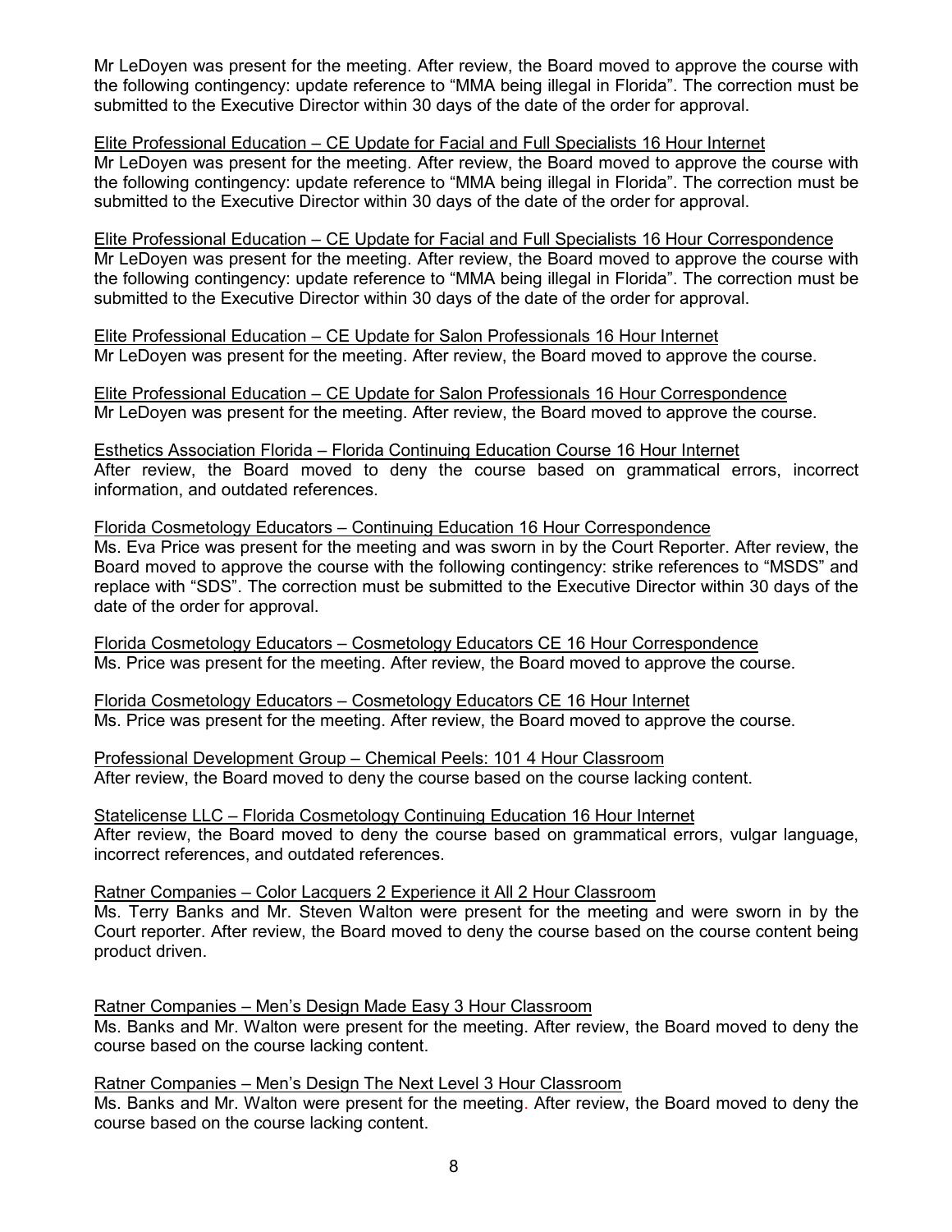Mr LeDoyen was present for the meeting. After review, the Board moved to approve the course with the following contingency: update reference to "MMA being illegal in Florida". The correction must be submitted to the Executive Director within 30 days of the date of the order for approval.

Elite Professional Education – CE Update for Facial and Full Specialists 16 Hour Internet
Mr LeDoyen was present for the meeting. After review, the Board moved to approve the course with the following contingency: update reference to "MMA being illegal in Florida". The correction must be submitted to the Executive Director within 30 days of the date of the order for approval.

Elite Professional Education – CE Update for Facial and Full Specialists 16 Hour Correspondence
Mr LeDoyen was present for the meeting. After review, the Board moved to approve the course with the following contingency: update reference to "MMA being illegal in Florida". The correction must be submitted to the Executive Director within 30 days of the date of the order for approval.

Elite Professional Education – CE Update for Salon Professionals 16 Hour Internet
Mr LeDoyen was present for the meeting. After review, the Board moved to approve the course.

Elite Professional Education – CE Update for Salon Professionals 16 Hour Correspondence
Mr LeDoyen was present for the meeting. After review, the Board moved to approve the course.

Esthetics Association Florida – Florida Continuing Education Course 16 Hour Internet
After review, the Board moved to deny the course based on grammatical errors, incorrect information, and outdated references.

Florida Cosmetology Educators – Continuing Education 16 Hour Correspondence
Ms. Eva Price was present for the meeting and was sworn in by the Court Reporter. After review, the Board moved to approve the course with the following contingency: strike references to "MSDS" and replace with "SDS". The correction must be submitted to the Executive Director within 30 days of the date of the order for approval.

Florida Cosmetology Educators – Cosmetology Educators CE 16 Hour Correspondence
Ms. Price was present for the meeting. After review, the Board moved to approve the course.

Florida Cosmetology Educators – Cosmetology Educators CE 16 Hour Internet
Ms. Price was present for the meeting. After review, the Board moved to approve the course.

Professional Development Group – Chemical Peels: 101 4 Hour Classroom
After review, the Board moved to deny the course based on the course lacking content.

Statelicense LLC – Florida Cosmetology Continuing Education 16 Hour Internet
After review, the Board moved to deny the course based on grammatical errors, vulgar language, incorrect references, and outdated references.

Ratner Companies – Color Lacquers 2 Experience it All 2 Hour Classroom
Ms. Terry Banks and Mr. Steven Walton were present for the meeting and were sworn in by the Court reporter. After review, the Board moved to deny the course based on the course content being product driven.

Ratner Companies – Men's Design Made Easy 3 Hour Classroom
Ms. Banks and Mr. Walton were present for the meeting. After review, the Board moved to deny the course based on the course lacking content.

Ratner Companies – Men's Design The Next Level 3 Hour Classroom
Ms. Banks and Mr. Walton were present for the meeting. After review, the Board moved to deny the course based on the course lacking content.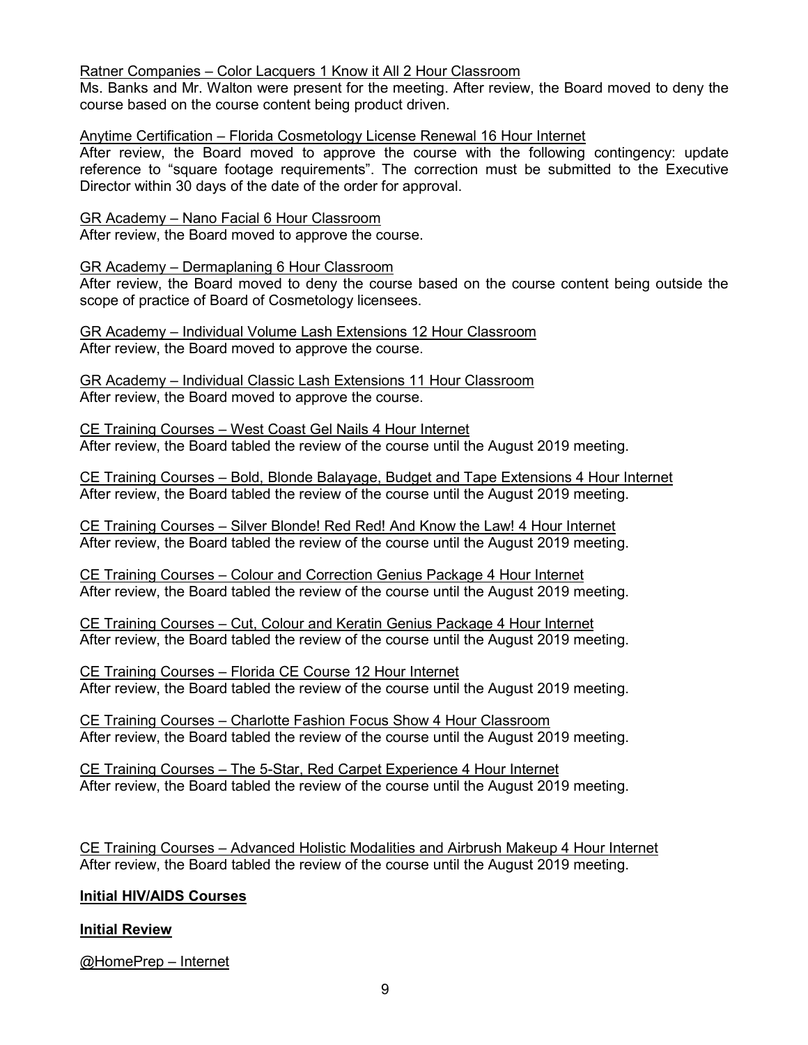Ratner Companies – Color Lacquers 1 Know it All 2 Hour Classroom

Ms. Banks and Mr. Walton were present for the meeting. After review, the Board moved to deny the course based on the course content being product driven.

Anytime Certification – Florida Cosmetology License Renewal 16 Hour Internet

After review, the Board moved to approve the course with the following contingency: update reference to "square footage requirements". The correction must be submitted to the Executive Director within 30 days of the date of the order for approval.

GR Academy – Nano Facial 6 Hour Classroom

After review, the Board moved to approve the course.

GR Academy – Dermaplaning 6 Hour Classroom

After review, the Board moved to deny the course based on the course content being outside the scope of practice of Board of Cosmetology licensees.

GR Academy – Individual Volume Lash Extensions 12 Hour Classroom

After review, the Board moved to approve the course.

GR Academy – Individual Classic Lash Extensions 11 Hour Classroom

After review, the Board moved to approve the course.

CE Training Courses – West Coast Gel Nails 4 Hour Internet

After review, the Board tabled the review of the course until the August 2019 meeting.

CE Training Courses – Bold, Blonde Balayage, Budget and Tape Extensions 4 Hour Internet

After review, the Board tabled the review of the course until the August 2019 meeting.

CE Training Courses – Silver Blonde! Red Red! And Know the Law! 4 Hour Internet

After review, the Board tabled the review of the course until the August 2019 meeting.

CE Training Courses – Colour and Correction Genius Package 4 Hour Internet

After review, the Board tabled the review of the course until the August 2019 meeting.

CE Training Courses – Cut, Colour and Keratin Genius Package 4 Hour Internet

After review, the Board tabled the review of the course until the August 2019 meeting.

CE Training Courses – Florida CE Course 12 Hour Internet

After review, the Board tabled the review of the course until the August 2019 meeting.

CE Training Courses – Charlotte Fashion Focus Show 4 Hour Classroom

After review, the Board tabled the review of the course until the August 2019 meeting.

CE Training Courses – The 5-Star, Red Carpet Experience 4 Hour Internet

After review, the Board tabled the review of the course until the August 2019 meeting.

CE Training Courses – Advanced Holistic Modalities and Airbrush Makeup 4 Hour Internet

After review, the Board tabled the review of the course until the August 2019 meeting.

**Initial HIV/AIDS Courses**

**Initial Review**

@HomePrep – Internet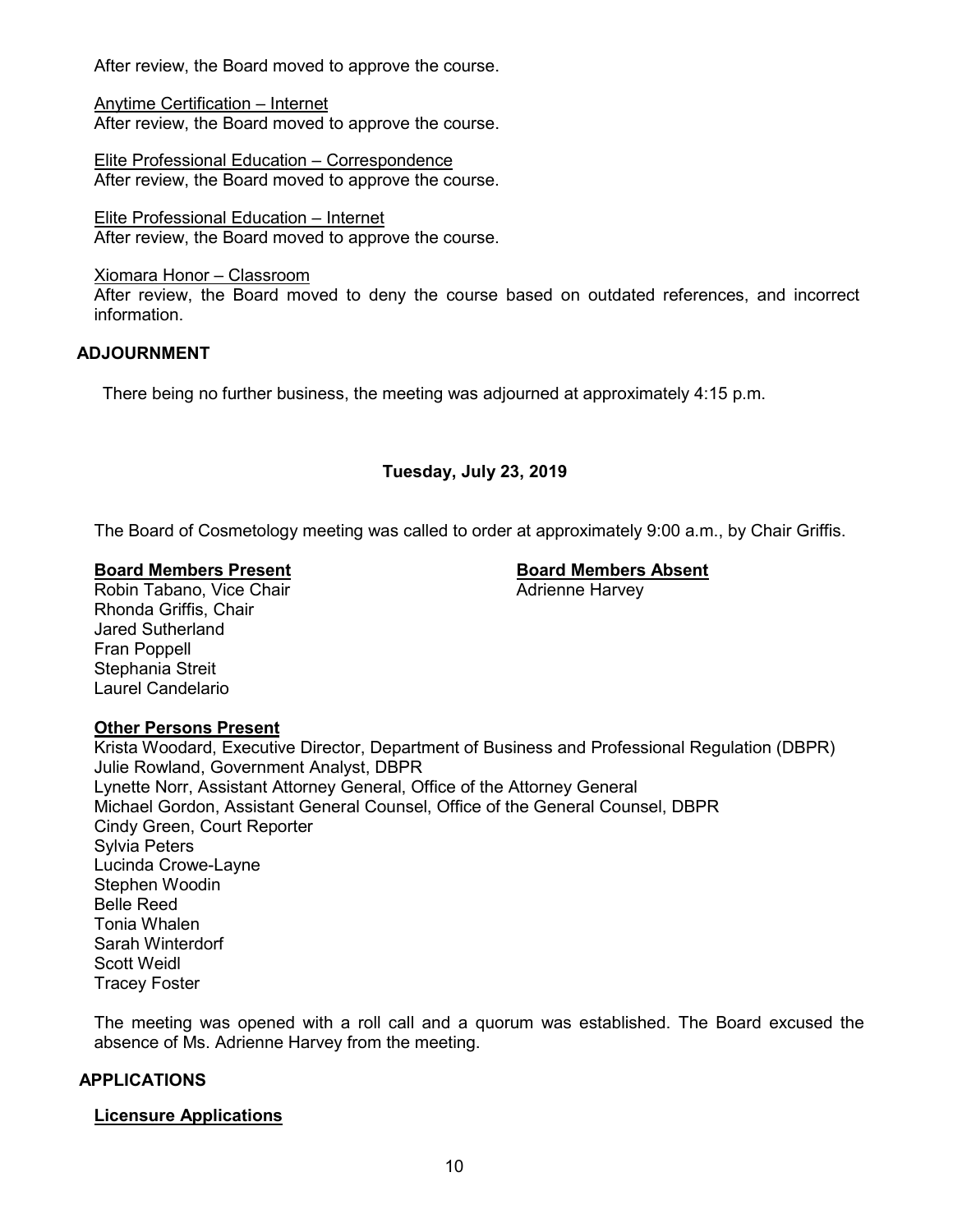After review, the Board moved to approve the course.

Anytime Certification – Internet
After review, the Board moved to approve the course.

Elite Professional Education – Correspondence
After review, the Board moved to approve the course.

Elite Professional Education – Internet
After review, the Board moved to approve the course.

Xiomara Honor – Classroom
After review, the Board moved to deny the course based on outdated references, and incorrect information.

## ADJOURNMENT

There being no further business, the meeting was adjourned at approximately 4:15 p.m.

## Tuesday, July 23, 2019

The Board of Cosmetology meeting was called to order at approximately 9:00 a.m., by Chair Griffis.

**Board Members Present**
Robin Tabano, Vice Chair
Rhonda Griffis, Chair
Jared Sutherland
Fran Poppell
Stephania Streit
Laurel Candelario

**Board Members Absent**
Adrienne Harvey

**Other Persons Present**
Krista Woodard, Executive Director, Department of Business and Professional Regulation (DBPR)
Julie Rowland, Government Analyst, DBPR
Lynette Norr, Assistant Attorney General, Office of the Attorney General
Michael Gordon, Assistant General Counsel, Office of the General Counsel, DBPR
Cindy Green, Court Reporter
Sylvia Peters
Lucinda Crowe-Layne
Stephen Woodin
Belle Reed
Tonia Whalen
Sarah Winterdorf
Scott Weidl
Tracey Foster

The meeting was opened with a roll call and a quorum was established. The Board excused the absence of Ms. Adrienne Harvey from the meeting.

## APPLICATIONS

### Licensure Applications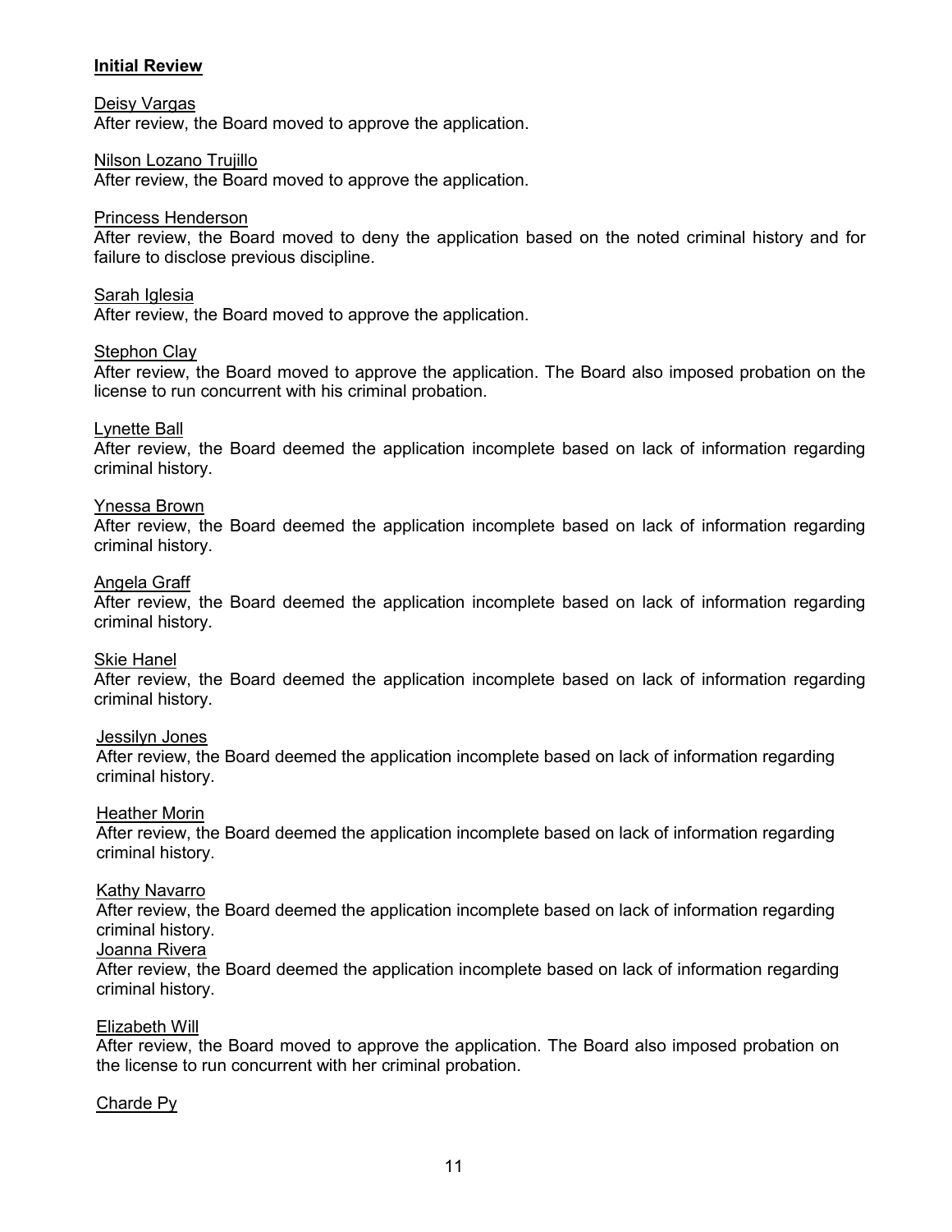**Initial Review**

Deisy Vargas
After review, the Board moved to approve the application.

Nilson Lozano Trujillo
After review, the Board moved to approve the application.

Princess Henderson
After review, the Board moved to deny the application based on the noted criminal history and for failure to disclose previous discipline.

Sarah Iglesia
After review, the Board moved to approve the application.

Stephon Clay
After review, the Board moved to approve the application. The Board also imposed probation on the license to run concurrent with his criminal probation.

Lynette Ball
After review, the Board deemed the application incomplete based on lack of information regarding criminal history.

Ynessa Brown
After review, the Board deemed the application incomplete based on lack of information regarding criminal history.

Angela Graff
After review, the Board deemed the application incomplete based on lack of information regarding criminal history.

Skie Hanel
After review, the Board deemed the application incomplete based on lack of information regarding criminal history.

Jessilyn Jones
After review, the Board deemed the application incomplete based on lack of information regarding criminal history.

Heather Morin
After review, the Board deemed the application incomplete based on lack of information regarding criminal history.

Kathy Navarro
After review, the Board deemed the application incomplete based on lack of information regarding criminal history.

Joanna Rivera
After review, the Board deemed the application incomplete based on lack of information regarding criminal history.

Elizabeth Will
After review, the Board moved to approve the application. The Board also imposed probation on the license to run concurrent with her criminal probation.

Charde Py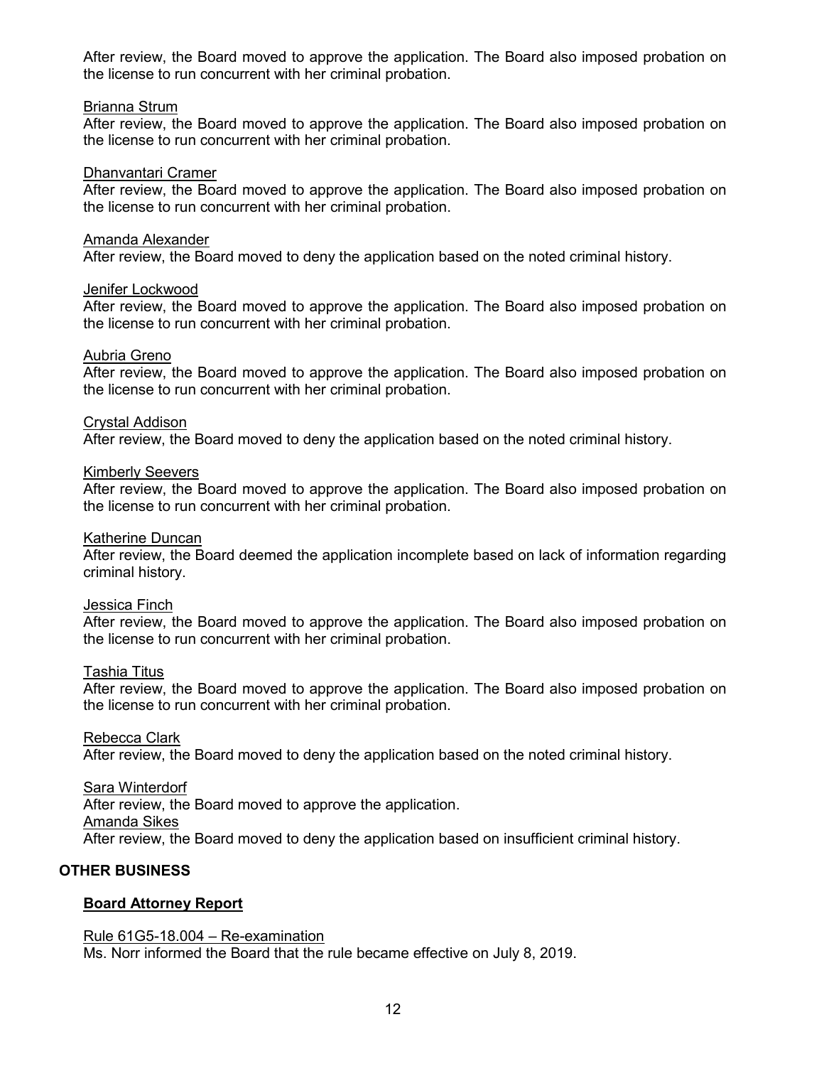After review, the Board moved to approve the application. The Board also imposed probation on the license to run concurrent with her criminal probation.

<u>Brianna Strum</u>
After review, the Board moved to approve the application. The Board also imposed probation on the license to run concurrent with her criminal probation.

<u>Dhanvantari Cramer</u>
After review, the Board moved to approve the application. The Board also imposed probation on the license to run concurrent with her criminal probation.

<u>Amanda Alexander</u>
After review, the Board moved to deny the application based on the noted criminal history.

<u>Jenifer Lockwood</u>
After review, the Board moved to approve the application. The Board also imposed probation on the license to run concurrent with her criminal probation.

<u>Aubria Greno</u>
After review, the Board moved to approve the application. The Board also imposed probation on the license to run concurrent with her criminal probation.

<u>Crystal Addison</u>
After review, the Board moved to deny the application based on the noted criminal history.

<u>Kimberly Seevers</u>
After review, the Board moved to approve the application. The Board also imposed probation on the license to run concurrent with her criminal probation.

<u>Katherine Duncan</u>
After review, the Board deemed the application incomplete based on lack of information regarding criminal history.

<u>Jessica Finch</u>
After review, the Board moved to approve the application. The Board also imposed probation on the license to run concurrent with her criminal probation.

<u>Tashia Titus</u>
After review, the Board moved to approve the application. The Board also imposed probation on the license to run concurrent with her criminal probation.

<u>Rebecca Clark</u>
After review, the Board moved to deny the application based on the noted criminal history.

<u>Sara Winterdorf</u>
After review, the Board moved to approve the application.
<u>Amanda Sikes</u>
After review, the Board moved to deny the application based on insufficient criminal history.

## OTHER BUSINESS

### <u>Board Attorney Report</u>

<u>Rule 61G5-18.004 – Re-examination</u>
Ms. Norr informed the Board that the rule became effective on July 8, 2019.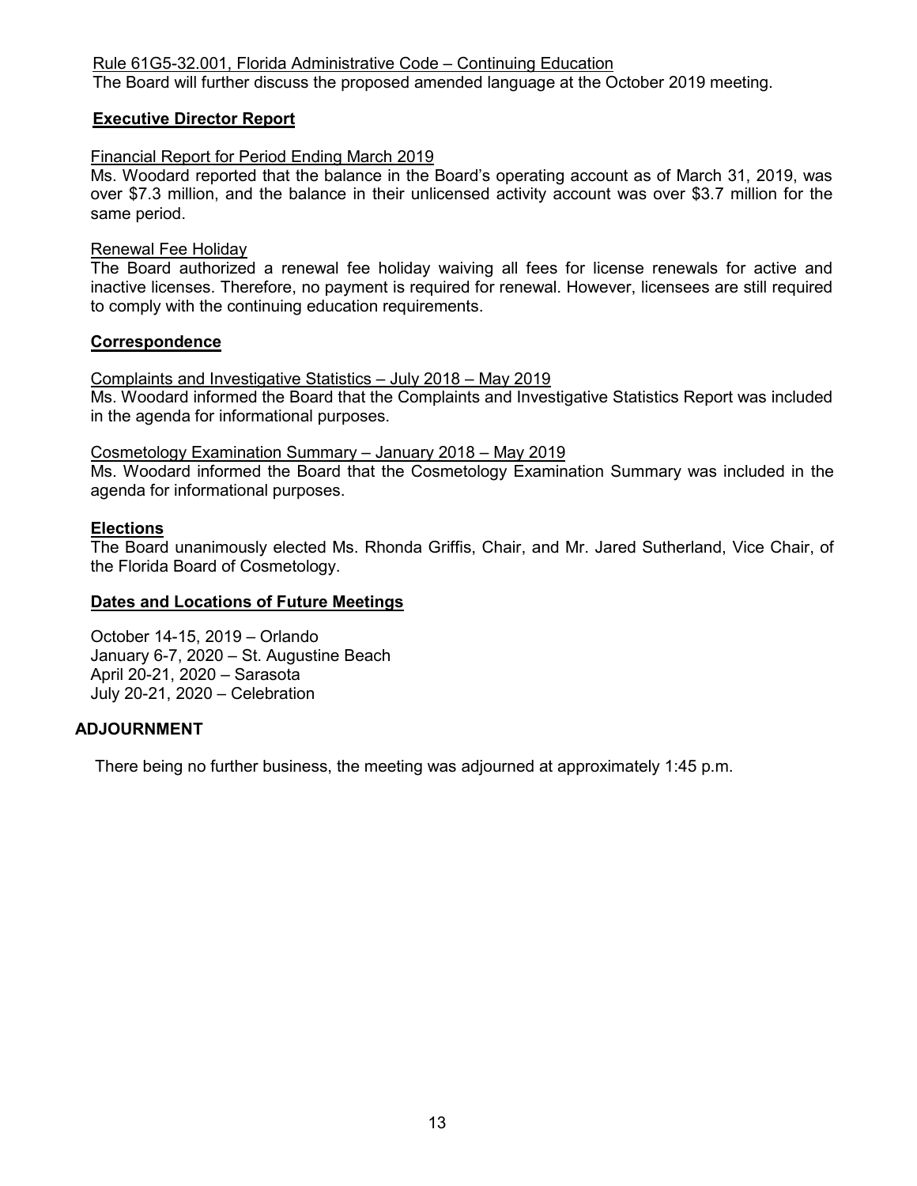Rule 61G5-32.001, Florida Administrative Code – Continuing Education

The Board will further discuss the proposed amended language at the October 2019 meeting.

**Executive Director Report**

Financial Report for Period Ending March 2019

Ms. Woodard reported that the balance in the Board's operating account as of March 31, 2019, was over $7.3 million, and the balance in their unlicensed activity account was over $3.7 million for the same period.

Renewal Fee Holiday

The Board authorized a renewal fee holiday waiving all fees for license renewals for active and inactive licenses. Therefore, no payment is required for renewal. However, licensees are still required to comply with the continuing education requirements.

**Correspondence**

Complaints and Investigative Statistics – July 2018 – May 2019

Ms. Woodard informed the Board that the Complaints and Investigative Statistics Report was included in the agenda for informational purposes.

Cosmetology Examination Summary – January 2018 – May 2019

Ms. Woodard informed the Board that the Cosmetology Examination Summary was included in the agenda for informational purposes.

**Elections**

The Board unanimously elected Ms. Rhonda Griffis, Chair, and Mr. Jared Sutherland, Vice Chair, of the Florida Board of Cosmetology.

**Dates and Locations of Future Meetings**

October 14-15, 2019 – Orlando
January 6-7, 2020 – St. Augustine Beach
April 20-21, 2020 – Sarasota
July 20-21, 2020 – Celebration

## ADJOURNMENT

There being no further business, the meeting was adjourned at approximately 1:45 p.m.